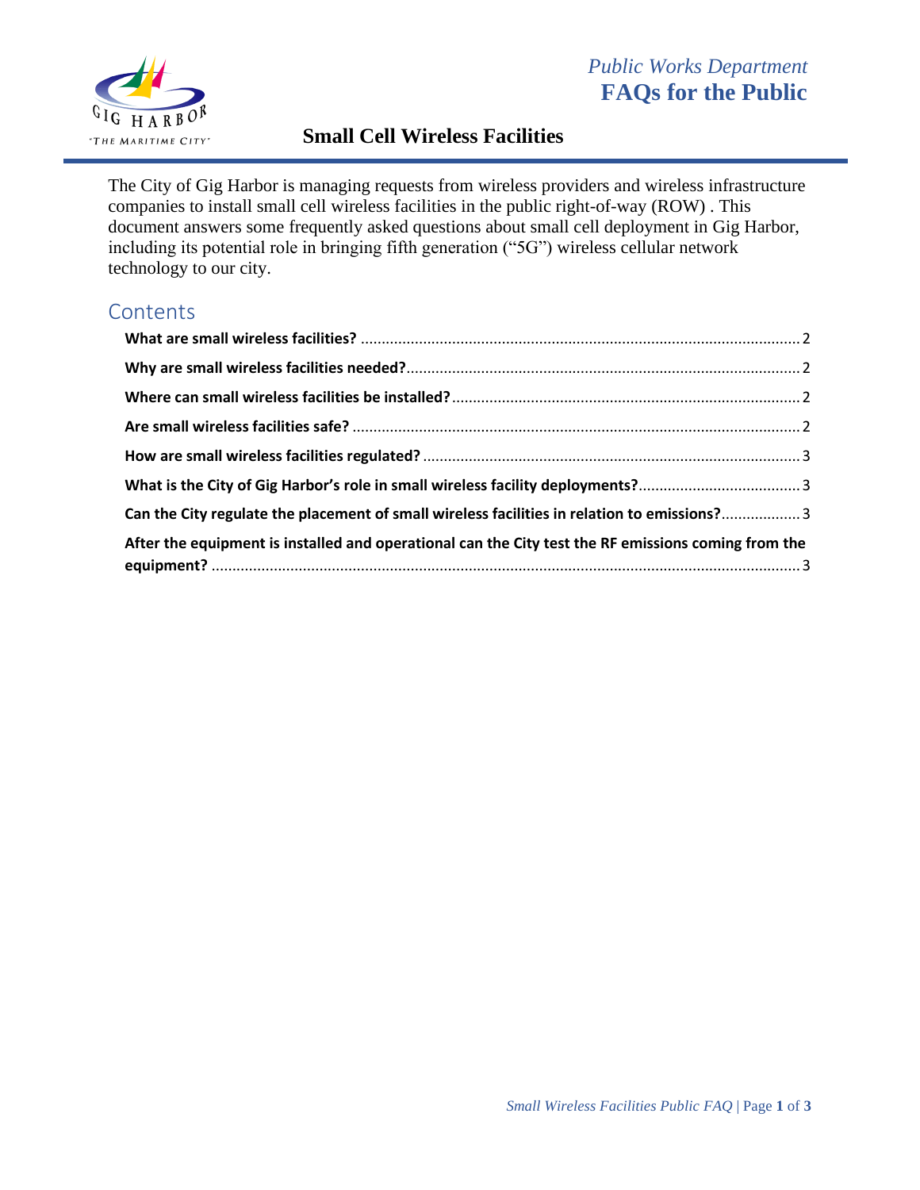*Public Works Department*
**FAQs for the Public**

# Small Cell Wireless Facilities

The City of Gig Harbor is managing requests from wireless providers and wireless infrastructure companies to install small cell wireless facilities in the public right-of-way (ROW) . This document answers some frequently asked questions about small cell deployment in Gig Harbor, including its potential role in bringing fifth generation ("5G") wireless cellular network technology to our city.

## Contents

- **What are small wireless facilities?** ........ 2
- **Why are small wireless facilities needed?** ........ 2
- **Where can small wireless facilities be installed?** ........ 2
- **Are small wireless facilities safe?** ........ 2
- **How are small wireless facilities regulated?** ........ 3
- **What is the City of Gig Harbor's role in small wireless facility deployments?** ........ 3
- **Can the City regulate the placement of small wireless facilities in relation to emissions?** ........ 3
- **After the equipment is installed and operational can the City test the RF emissions coming from the equipment?** ........ 3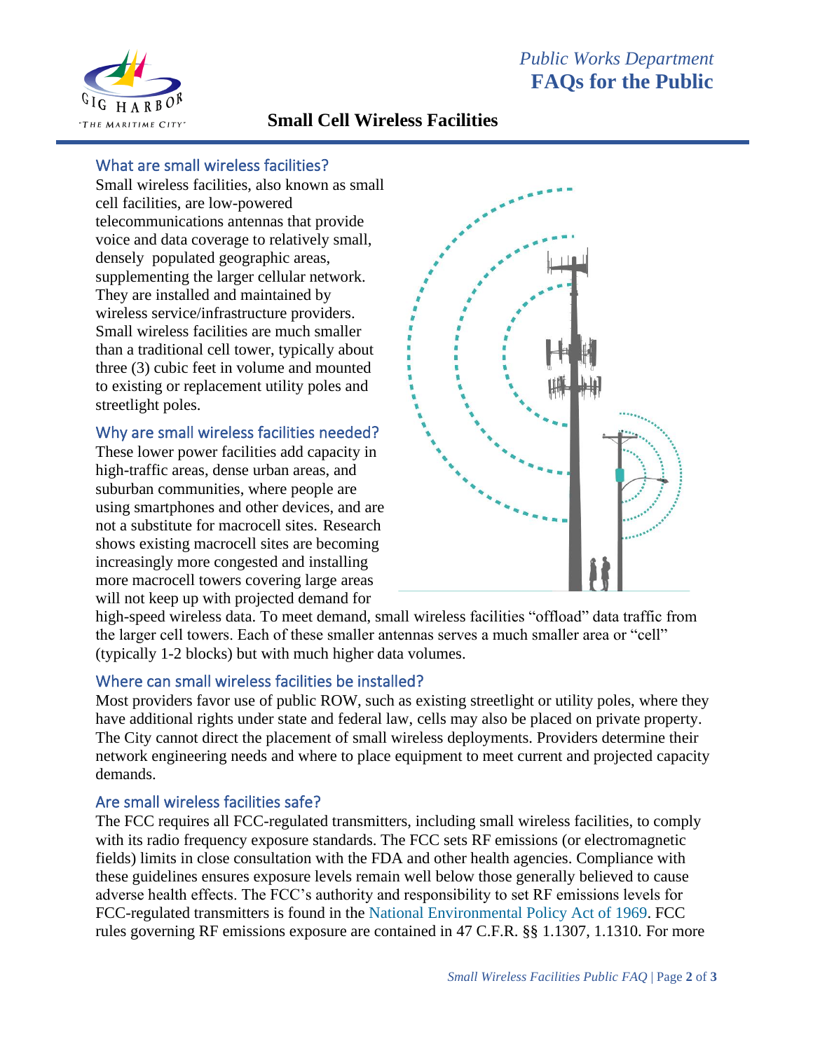*Public Works Department*
**FAQs for the Public**

## Small Cell Wireless Facilities

### What are small wireless facilities?

Small wireless facilities, also known as small cell facilities, are low-powered telecommunications antennas that provide voice and data coverage to relatively small, densely populated geographic areas, supplementing the larger cellular network. They are installed and maintained by wireless service/infrastructure providers. Small wireless facilities are much smaller than a traditional cell tower, typically about three (3) cubic feet in volume and mounted to existing or replacement utility poles and streetlight poles.

### Why are small wireless facilities needed?

These lower power facilities add capacity in high-traffic areas, dense urban areas, and suburban communities, where people are using smartphones and other devices, and are not a substitute for macrocell sites. Research shows existing macrocell sites are becoming increasingly more congested and installing more macrocell towers covering large areas will not keep up with projected demand for high-speed wireless data. To meet demand, small wireless facilities "offload" data traffic from the larger cell towers. Each of these smaller antennas serves a much smaller area or "cell" (typically 1-2 blocks) but with much higher data volumes.

### Where can small wireless facilities be installed?

Most providers favor use of public ROW, such as existing streetlight or utility poles, where they have additional rights under state and federal law, cells may also be placed on private property. The City cannot direct the placement of small wireless deployments. Providers determine their network engineering needs and where to place equipment to meet current and projected capacity demands.

### Are small wireless facilities safe?

The FCC requires all FCC-regulated transmitters, including small wireless facilities, to comply with its radio frequency exposure standards. The FCC sets RF emissions (or electromagnetic fields) limits in close consultation with the FDA and other health agencies. Compliance with these guidelines ensures exposure levels remain well below those generally believed to cause adverse health effects. The FCC's authority and responsibility to set RF emissions levels for FCC-regulated transmitters is found in the National Environmental Policy Act of 1969. FCC rules governing RF emissions exposure are contained in 47 C.F.R. §§ 1.1307, 1.1310. For more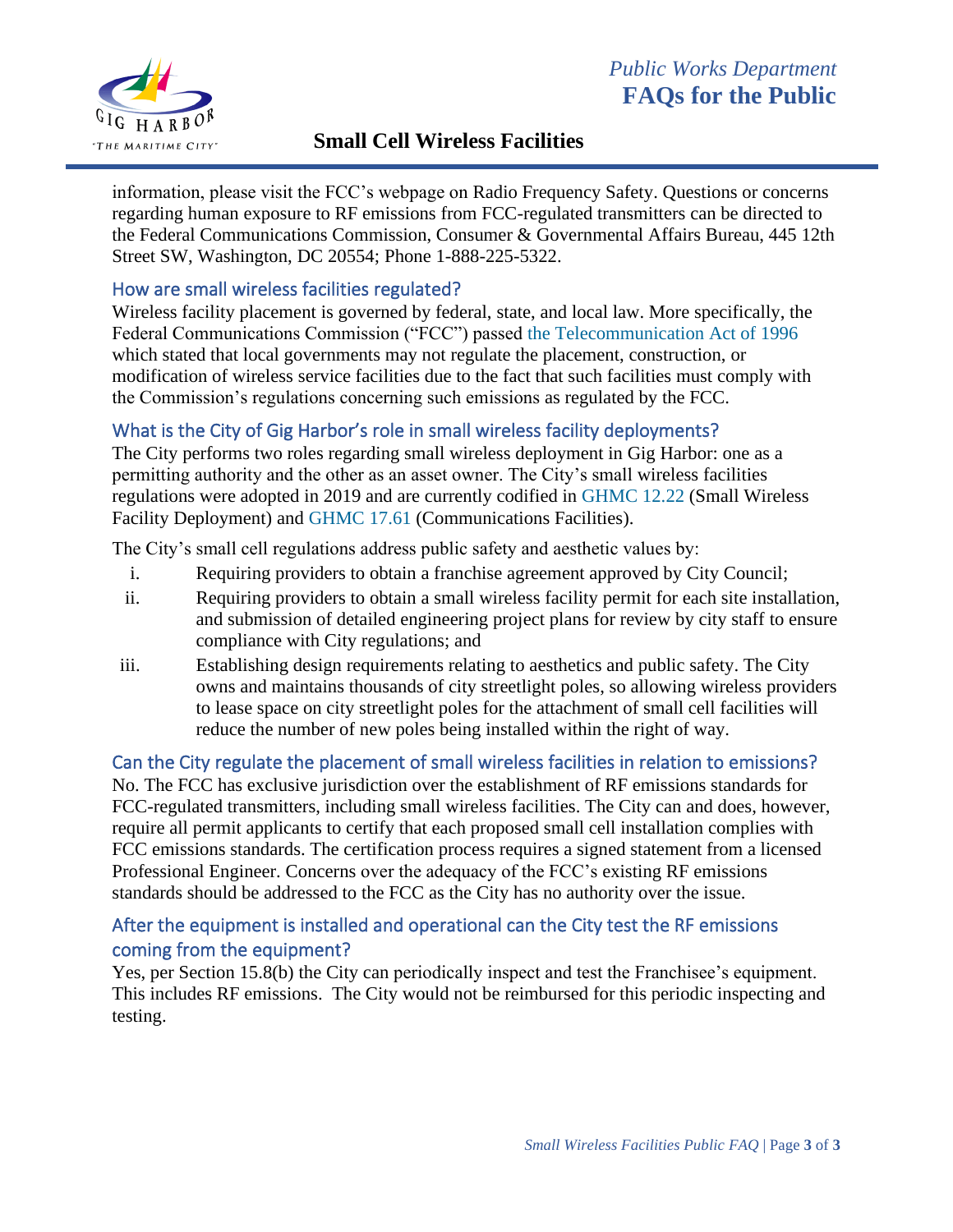information, please visit the FCC's webpage on Radio Frequency Safety. Questions or concerns regarding human exposure to RF emissions from FCC-regulated transmitters can be directed to the Federal Communications Commission, Consumer & Governmental Affairs Bureau, 445 12th Street SW, Washington, DC 20554; Phone 1-888-225-5322.

## How are small wireless facilities regulated?

Wireless facility placement is governed by federal, state, and local law. More specifically, the Federal Communications Commission ("FCC") passed the Telecommunication Act of 1996 which stated that local governments may not regulate the placement, construction, or modification of wireless service facilities due to the fact that such facilities must comply with the Commission's regulations concerning such emissions as regulated by the FCC.

## What is the City of Gig Harbor's role in small wireless facility deployments?

The City performs two roles regarding small wireless deployment in Gig Harbor: one as a permitting authority and the other as an asset owner. The City's small wireless facilities regulations were adopted in 2019 and are currently codified in GHMC 12.22 (Small Wireless Facility Deployment) and GHMC 17.61 (Communications Facilities).

The City's small cell regulations address public safety and aesthetic values by:

i. Requiring providers to obtain a franchise agreement approved by City Council;
ii. Requiring providers to obtain a small wireless facility permit for each site installation, and submission of detailed engineering project plans for review by city staff to ensure compliance with City regulations; and
iii. Establishing design requirements relating to aesthetics and public safety. The City owns and maintains thousands of city streetlight poles, so allowing wireless providers to lease space on city streetlight poles for the attachment of small cell facilities will reduce the number of new poles being installed within the right of way.

## Can the City regulate the placement of small wireless facilities in relation to emissions?

No. The FCC has exclusive jurisdiction over the establishment of RF emissions standards for FCC-regulated transmitters, including small wireless facilities. The City can and does, however, require all permit applicants to certify that each proposed small cell installation complies with FCC emissions standards. The certification process requires a signed statement from a licensed Professional Engineer. Concerns over the adequacy of the FCC's existing RF emissions standards should be addressed to the FCC as the City has no authority over the issue.

## After the equipment is installed and operational can the City test the RF emissions coming from the equipment?

Yes, per Section 15.8(b) the City can periodically inspect and test the Franchisee's equipment. This includes RF emissions. The City would not be reimbursed for this periodic inspecting and testing.